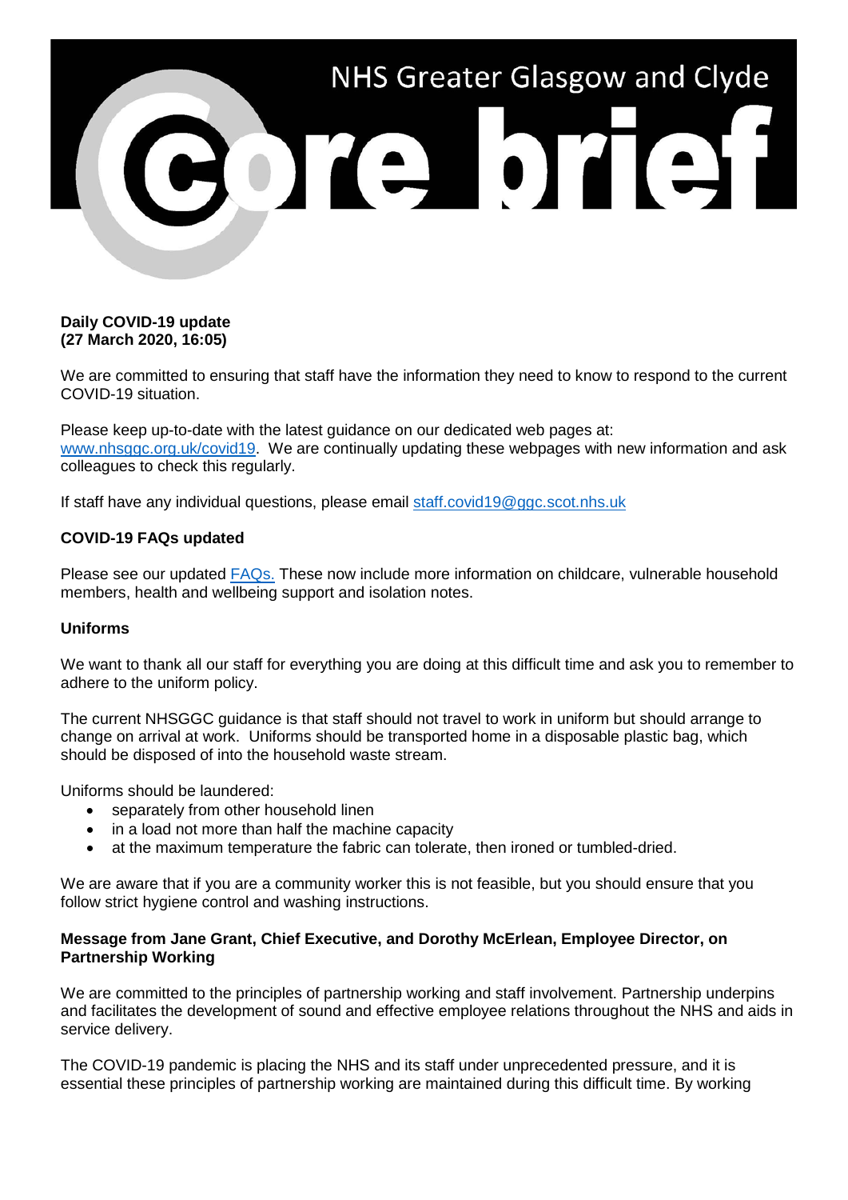# NHS Greater Glasgow and Clyde Core brief

**Daily COVID-19 update**
**(27 March 2020, 16:05)**

We are committed to ensuring that staff have the information they need to know to respond to the current COVID-19 situation.

Please keep up-to-date with the latest guidance on our dedicated web pages at: [www.nhsggc.org.uk/covid19](www.nhsggc.org.uk/covid19). We are continually updating these webpages with new information and ask colleagues to check this regularly.

If staff have any individual questions, please email [staff.covid19@ggc.scot.nhs.uk](mailto:staff.covid19@ggc.scot.nhs.uk)

**COVID-19 FAQs updated**

Please see our updated FAQs. These now include more information on childcare, vulnerable household members, health and wellbeing support and isolation notes.

**Uniforms**

We want to thank all our staff for everything you are doing at this difficult time and ask you to remember to adhere to the uniform policy.

The current NHSGGC guidance is that staff should not travel to work in uniform but should arrange to change on arrival at work. Uniforms should be transported home in a disposable plastic bag, which should be disposed of into the household waste stream.

Uniforms should be laundered:

- separately from other household linen
- in a load not more than half the machine capacity
- at the maximum temperature the fabric can tolerate, then ironed or tumbled-dried.

We are aware that if you are a community worker this is not feasible, but you should ensure that you follow strict hygiene control and washing instructions.

**Message from Jane Grant, Chief Executive, and Dorothy McErlean, Employee Director, on Partnership Working**

We are committed to the principles of partnership working and staff involvement. Partnership underpins and facilitates the development of sound and effective employee relations throughout the NHS and aids in service delivery.

The COVID-19 pandemic is placing the NHS and its staff under unprecedented pressure, and it is essential these principles of partnership working are maintained during this difficult time. By working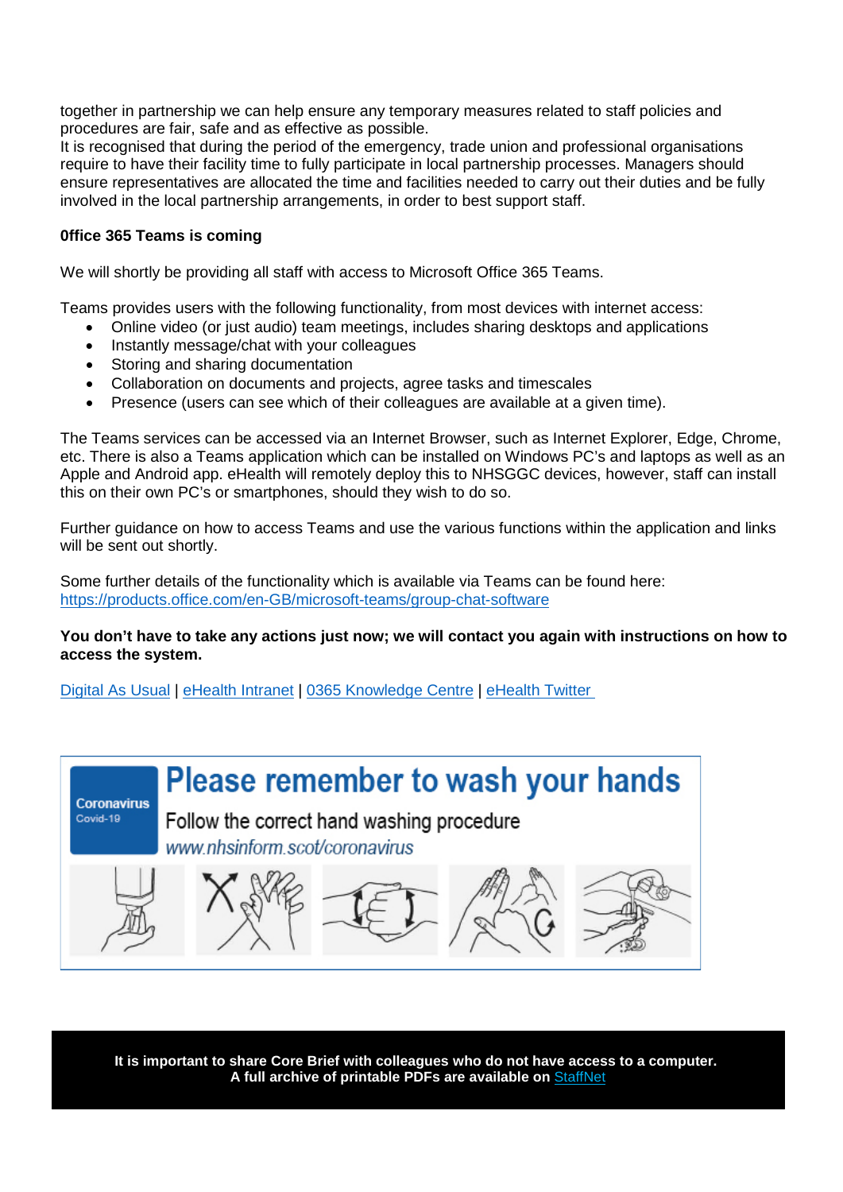together in partnership we can help ensure any temporary measures related to staff policies and procedures are fair, safe and as effective as possible.
It is recognised that during the period of the emergency, trade union and professional organisations require to have their facility time to fully participate in local partnership processes. Managers should ensure representatives are allocated the time and facilities needed to carry out their duties and be fully involved in the local partnership arrangements, in order to best support staff.

**0ffice 365 Teams is coming**

We will shortly be providing all staff with access to Microsoft Office 365 Teams.

Teams provides users with the following functionality, from most devices with internet access:

- Online video (or just audio) team meetings, includes sharing desktops and applications
- Instantly message/chat with your colleagues
- Storing and sharing documentation
- Collaboration on documents and projects, agree tasks and timescales
- Presence (users can see which of their colleagues are available at a given time).

The Teams services can be accessed via an Internet Browser, such as Internet Explorer, Edge, Chrome, etc. There is also a Teams application which can be installed on Windows PC's and laptops as well as an Apple and Android app. eHealth will remotely deploy this to NHSGGC devices, however, staff can install this on their own PC's or smartphones, should they wish to do so.

Further guidance on how to access Teams and use the various functions within the application and links will be sent out shortly.

Some further details of the functionality which is available via Teams can be found here:
https://products.office.com/en-GB/microsoft-teams/group-chat-software

**You don't have to take any actions just now; we will contact you again with instructions on how to access the system.**

Digital As Usual | eHealth Intranet | 0365 Knowledge Centre | eHealth Twitter

Coronavirus
Covid-19

**Please remember to wash your hands**

Follow the correct hand washing procedure

*www.nhsinform.scot/coronavirus*

**It is important to share Core Brief with colleagues who do not have access to a computer.**
**A full archive of printable PDFs are available on StaffNet**